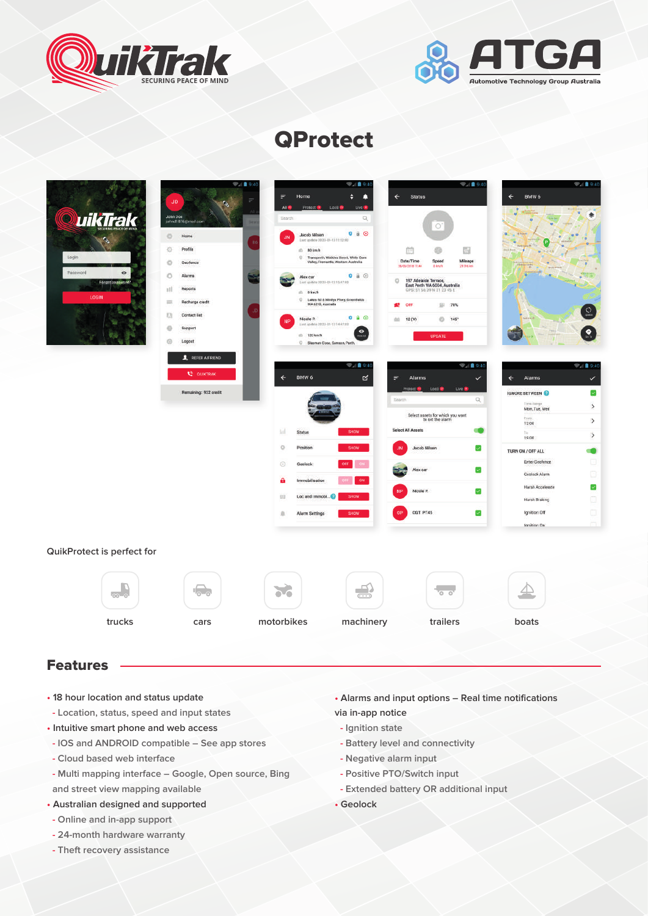QuikTrak — SECURING PEACE OF MIND

ATGA — Automotive Technology Group Australia

# QProtect

QuikProtect is perfect for

trucks | cars | motorbikes | machinery | trailers | boats

## Features

- 18 hour location and status update
  - Location, status, speed and input states
- Intuitive smart phone and web access
  - IOS and ANDROID compatible – See app stores
  - Cloud based web interface
  - Multi mapping interface – Google, Open source, Bing and street view mapping available
- Australian designed and supported
  - Online and in-app support
  - 24-month hardware warranty
  - Theft recovery assistance
- Alarms and input options – Real time notifications via in-app notice
  - Ignition state
  - Battery level and connectivity
  - Negative alarm input
  - Positive PTO/Switch input
  - Extended battery OR additional input
- Geolock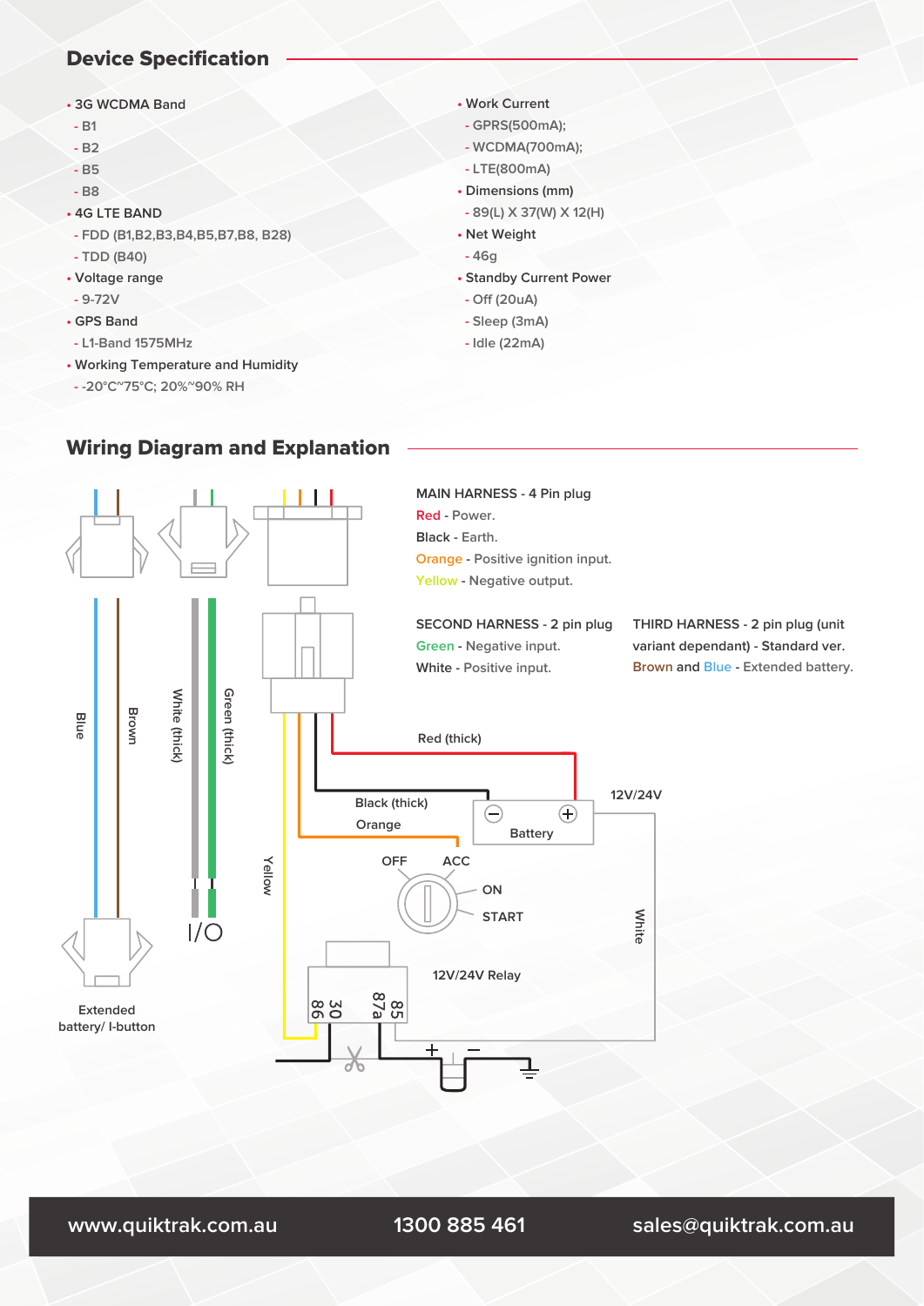## Device Specification

- 3G WCDMA Band
  - B1
  - B2
  - B5
  - B8
- 4G LTE BAND
  - FDD (B1,B2,B3,B4,B5,B7,B8, B28)
  - TDD (B40)
- Voltage range
  - 9-72V
- GPS Band
  - L1-Band 1575MHz
- Working Temperature and Humidity
  - -20°C~75°C; 20%~90% RH
- Work Current
  - GPRS(500mA);
  - WCDMA(700mA);
  - LTE(800mA)
- Dimensions (mm)
  - 89(L) X 37(W) X 12(H)
- Net Weight
  - 46g
- Standby Current Power
  - Off (20uA)
  - Sleep (3mA)
  - Idle (22mA)

## Wiring Diagram and Explanation

Blue
Brown
White (thick)
Green (thick)
Yellow
I/O
Extended battery/ I-button
Red (thick)
Black (thick)
Orange
Battery
12V/24V
OFF
ACC
ON
START
White
12V/24V Relay
30
86
87a
85

MAIN HARNESS - 4 Pin plug
Red - Power.
Black - Earth.
Orange - Positive ignition input.
Yellow - Negative output.

SECOND HARNESS - 2 pin plug
Green - Negative input.
White - Positive input.

THIRD HARNESS - 2 pin plug (unit variant dependant) - Standard ver.
Brown and Blue - Extended battery.

www.quiktrak.com.au 1300 885 461 sales@quiktrak.com.au